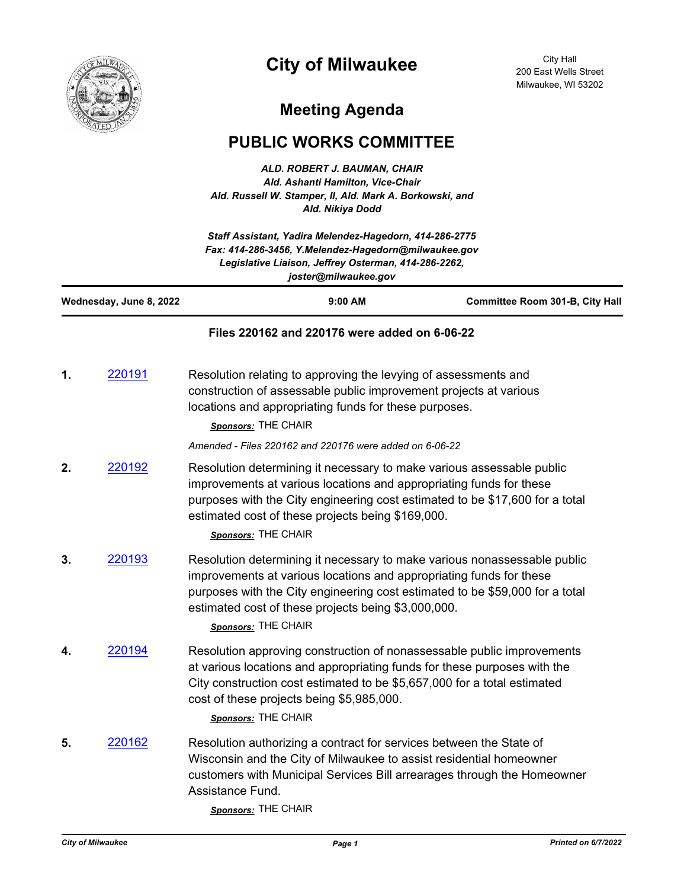# City of Milwaukee

City Hall
200 East Wells Street
Milwaukee, WI 53202

## Meeting Agenda

## PUBLIC WORKS COMMITTEE

***ALD. ROBERT J. BAUMAN, CHAIR***
***Ald. Ashanti Hamilton, Vice-Chair***
***Ald. Russell W. Stamper, II, Ald. Mark A. Borkowski, and Ald. Nikiya Dodd***

***Staff Assistant, Yadira Melendez-Hagedorn, 414-286-2775***
***Fax: 414-286-3456, Y.Melendez-Hagedorn@milwaukee.gov***
***Legislative Liaison, Jeffrey Osterman, 414-286-2262, joster@milwaukee.gov***

**Wednesday, June 8, 2022** | **9:00 AM** | **Committee Room 301-B, City Hall**

**Files 220162 and 220176 were added on 6-06-22**

**1.** 220191 — Resolution relating to approving the levying of assessments and construction of assessable public improvement projects at various locations and appropriating funds for these purposes.

*Sponsors:* THE CHAIR

*Amended - Files 220162 and 220176 were added on 6-06-22*

**2.** 220192 — Resolution determining it necessary to make various assessable public improvements at various locations and appropriating funds for these purposes with the City engineering cost estimated to be $17,600 for a total estimated cost of these projects being $169,000.

*Sponsors:* THE CHAIR

**3.** 220193 — Resolution determining it necessary to make various nonassessable public improvements at various locations and appropriating funds for these purposes with the City engineering cost estimated to be $59,000 for a total estimated cost of these projects being $3,000,000.

*Sponsors:* THE CHAIR

**4.** 220194 — Resolution approving construction of nonassessable public improvements at various locations and appropriating funds for these purposes with the City construction cost estimated to be $5,657,000 for a total estimated cost of these projects being $5,985,000.

*Sponsors:* THE CHAIR

**5.** 220162 — Resolution authorizing a contract for services between the State of Wisconsin and the City of Milwaukee to assist residential homeowner customers with Municipal Services Bill arrearages through the Homeowner Assistance Fund.

*Sponsors:* THE CHAIR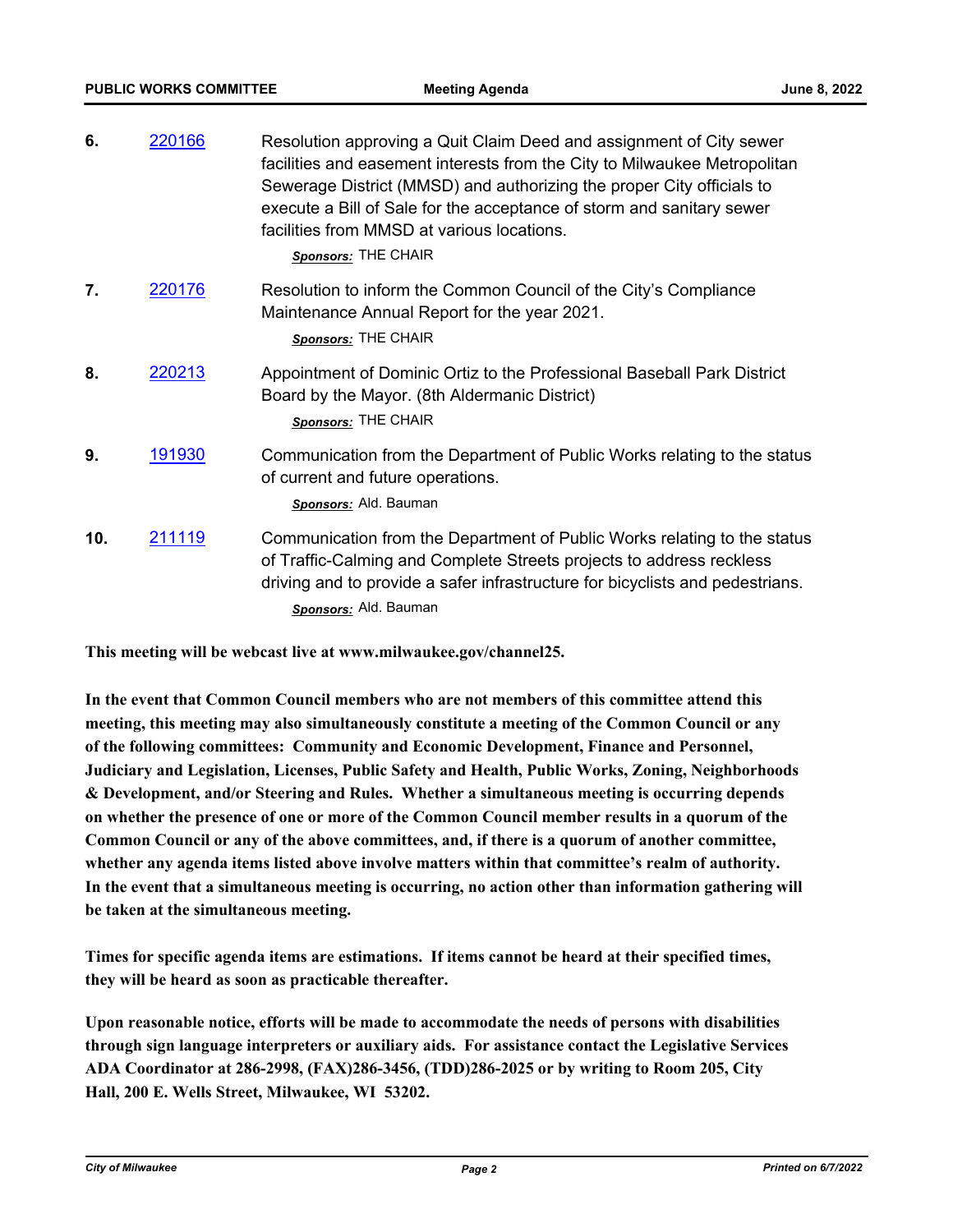6. 220166 Resolution approving a Quit Claim Deed and assignment of City sewer facilities and easement interests from the City to Milwaukee Metropolitan Sewerage District (MMSD) and authorizing the proper City officials to execute a Bill of Sale for the acceptance of storm and sanitary sewer facilities from MMSD at various locations.

   ***Sponsors:*** THE CHAIR

7. 220176 Resolution to inform the Common Council of the City's Compliance Maintenance Annual Report for the year 2021.

   ***Sponsors:*** THE CHAIR

8. 220213 Appointment of Dominic Ortiz to the Professional Baseball Park District Board by the Mayor. (8th Aldermanic District)

   ***Sponsors:*** THE CHAIR

9. 191930 Communication from the Department of Public Works relating to the status of current and future operations.

   ***Sponsors:*** Ald. Bauman

10. 211119 Communication from the Department of Public Works relating to the status of Traffic-Calming and Complete Streets projects to address reckless driving and to provide a safer infrastructure for bicyclists and pedestrians.

    ***Sponsors:*** Ald. Bauman

**This meeting will be webcast live at www.milwaukee.gov/channel25.**

**In the event that Common Council members who are not members of this committee attend this meeting, this meeting may also simultaneously constitute a meeting of the Common Council or any of the following committees: Community and Economic Development, Finance and Personnel, Judiciary and Legislation, Licenses, Public Safety and Health, Public Works, Zoning, Neighborhoods & Development, and/or Steering and Rules. Whether a simultaneous meeting is occurring depends on whether the presence of one or more of the Common Council member results in a quorum of the Common Council or any of the above committees, and, if there is a quorum of another committee, whether any agenda items listed above involve matters within that committee's realm of authority. In the event that a simultaneous meeting is occurring, no action other than information gathering will be taken at the simultaneous meeting.**

**Times for specific agenda items are estimations. If items cannot be heard at their specified times, they will be heard as soon as practicable thereafter.**

**Upon reasonable notice, efforts will be made to accommodate the needs of persons with disabilities through sign language interpreters or auxiliary aids. For assistance contact the Legislative Services ADA Coordinator at 286-2998, (FAX)286-3456, (TDD)286-2025 or by writing to Room 205, City Hall, 200 E. Wells Street, Milwaukee, WI 53202.**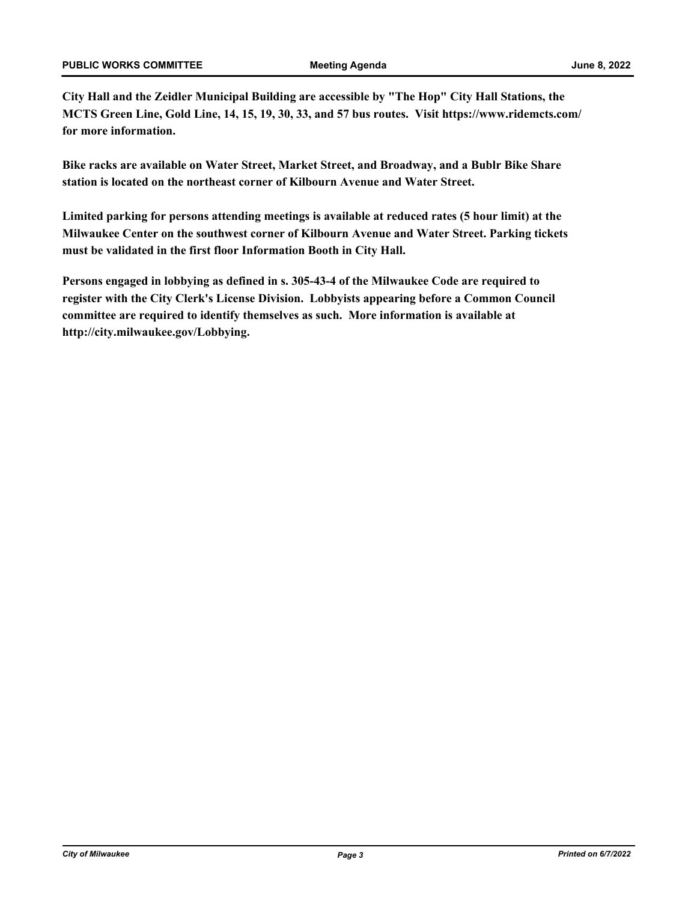**City Hall and the Zeidler Municipal Building are accessible by "The Hop" City Hall Stations, the MCTS Green Line, Gold Line, 14, 15, 19, 30, 33, and 57 bus routes. Visit https://www.ridemcts.com/ for more information.**

**Bike racks are available on Water Street, Market Street, and Broadway, and a Bublr Bike Share station is located on the northeast corner of Kilbourn Avenue and Water Street.**

**Limited parking for persons attending meetings is available at reduced rates (5 hour limit) at the Milwaukee Center on the southwest corner of Kilbourn Avenue and Water Street. Parking tickets must be validated in the first floor Information Booth in City Hall.**

**Persons engaged in lobbying as defined in s. 305-43-4 of the Milwaukee Code are required to register with the City Clerk's License Division. Lobbyists appearing before a Common Council committee are required to identify themselves as such. More information is available at http://city.milwaukee.gov/Lobbying.**